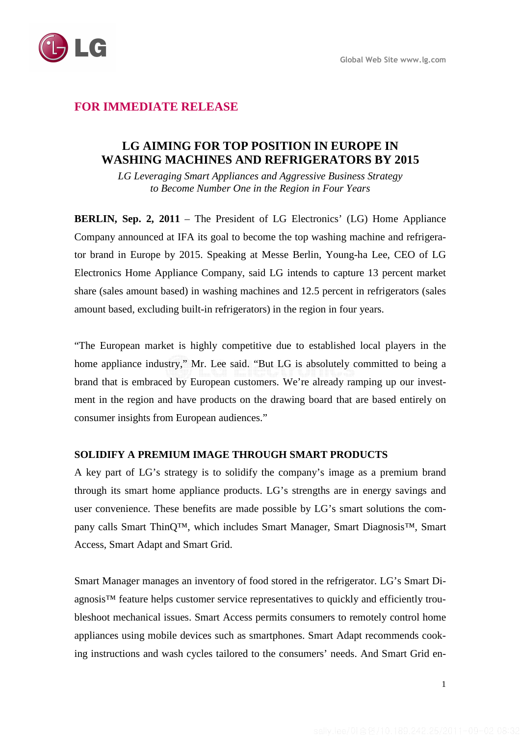**FOR IMMEDIATE RELEASE**

# LG AIMING FOR TOP POSITION IN EUROPE IN WASHING MACHINES AND REFRIGERATORS BY 2015

*LG Leveraging Smart Appliances and Aggressive Business Strategy to Become Number One in the Region in Four Years*

**BERLIN, Sep. 2, 2011** – The President of LG Electronics' (LG) Home Appliance Company announced at IFA its goal to become the top washing machine and refrigerator brand in Europe by 2015. Speaking at Messe Berlin, Young-ha Lee, CEO of LG Electronics Home Appliance Company, said LG intends to capture 13 percent market share (sales amount based) in washing machines and 12.5 percent in refrigerators (sales amount based, excluding built-in refrigerators) in the region in four years.

"The European market is highly competitive due to established local players in the home appliance industry," Mr. Lee said. "But LG is absolutely committed to being a brand that is embraced by European customers. We're already ramping up our investment in the region and have products on the drawing board that are based entirely on consumer insights from European audiences."

## SOLIDIFY A PREMIUM IMAGE THROUGH SMART PRODUCTS

A key part of LG's strategy is to solidify the company's image as a premium brand through its smart home appliance products. LG's strengths are in energy savings and user convenience. These benefits are made possible by LG's smart solutions the company calls Smart ThinQ™, which includes Smart Manager, Smart Diagnosis™, Smart Access, Smart Adapt and Smart Grid.

Smart Manager manages an inventory of food stored in the refrigerator. LG's Smart Diagnosis™ feature helps customer service representatives to quickly and efficiently troubleshoot mechanical issues. Smart Access permits consumers to remotely control home appliances using mobile devices such as smartphones. Smart Adapt recommends cooking instructions and wash cycles tailored to the consumers' needs. And Smart Grid en-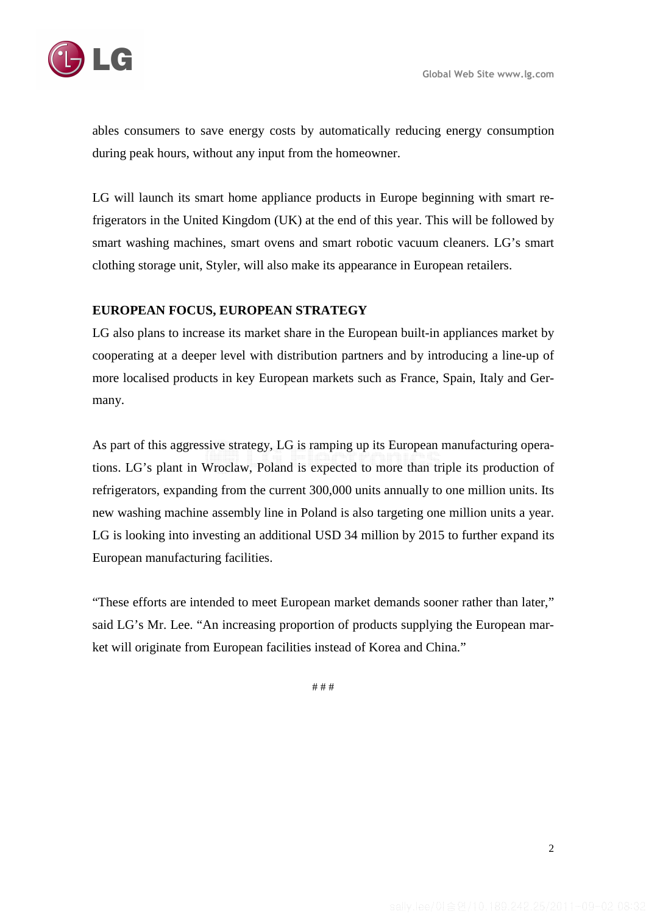ables consumers to save energy costs by automatically reducing energy consumption during peak hours, without any input from the homeowner.

LG will launch its smart home appliance products in Europe beginning with smart refrigerators in the United Kingdom (UK) at the end of this year. This will be followed by smart washing machines, smart ovens and smart robotic vacuum cleaners. LG's smart clothing storage unit, Styler, will also make its appearance in European retailers.

**EUROPEAN FOCUS, EUROPEAN STRATEGY**

LG also plans to increase its market share in the European built-in appliances market by cooperating at a deeper level with distribution partners and by introducing a line-up of more localised products in key European markets such as France, Spain, Italy and Germany.

As part of this aggressive strategy, LG is ramping up its European manufacturing operations. LG's plant in Wroclaw, Poland is expected to more than triple its production of refrigerators, expanding from the current 300,000 units annually to one million units. Its new washing machine assembly line in Poland is also targeting one million units a year. LG is looking into investing an additional USD 34 million by 2015 to further expand its European manufacturing facilities.

"These efforts are intended to meet European market demands sooner rather than later," said LG's Mr. Lee. "An increasing proportion of products supplying the European market will originate from European facilities instead of Korea and China."

# # #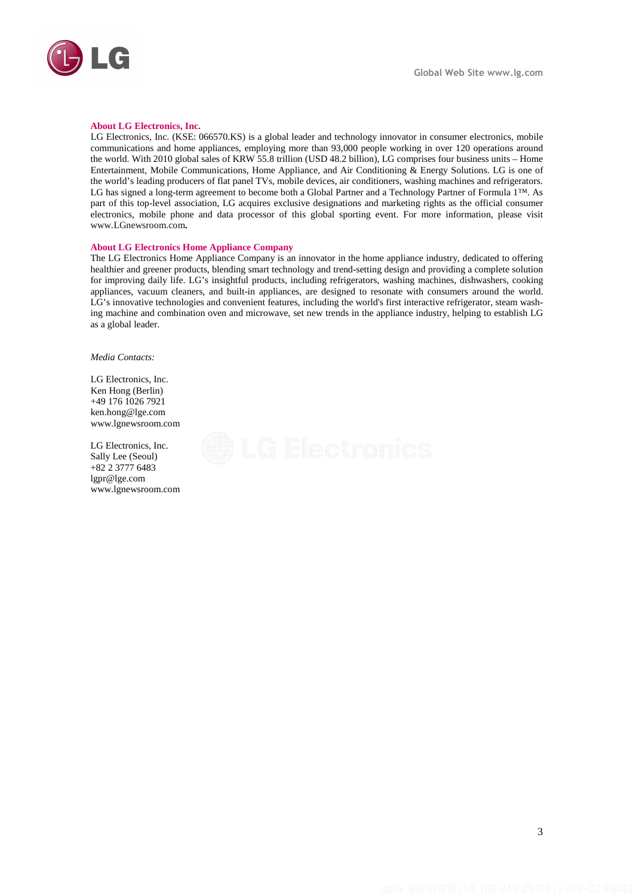## About LG Electronics, Inc.

LG Electronics, Inc. (KSE: 066570.KS) is a global leader and technology innovator in consumer electronics, mobile communications and home appliances, employing more than 93,000 people working in over 120 operations around the world. With 2010 global sales of KRW 55.8 trillion (USD 48.2 billion), LG comprises four business units – Home Entertainment, Mobile Communications, Home Appliance, and Air Conditioning & Energy Solutions. LG is one of the world's leading producers of flat panel TVs, mobile devices, air conditioners, washing machines and refrigerators. LG has signed a long-term agreement to become both a Global Partner and a Technology Partner of Formula 1™. As part of this top-level association, LG acquires exclusive designations and marketing rights as the official consumer electronics, mobile phone and data processor of this global sporting event. For more information, please visit www.LGnewsroom.com.

## About LG Electronics Home Appliance Company

The LG Electronics Home Appliance Company is an innovator in the home appliance industry, dedicated to offering healthier and greener products, blending smart technology and trend-setting design and providing a complete solution for improving daily life. LG's insightful products, including refrigerators, washing machines, dishwashers, cooking appliances, vacuum cleaners, and built-in appliances, are designed to resonate with consumers around the world. LG's innovative technologies and convenient features, including the world's first interactive refrigerator, steam washing machine and combination oven and microwave, set new trends in the appliance industry, helping to establish LG as a global leader.

*Media Contacts:*

LG Electronics, Inc.
Ken Hong (Berlin)
+49 176 1026 7921
ken.hong@lge.com
www.lgnewsroom.com

LG Electronics, Inc.
Sally Lee (Seoul)
+82 2 3777 6483
lgpr@lge.com
www.lgnewsroom.com